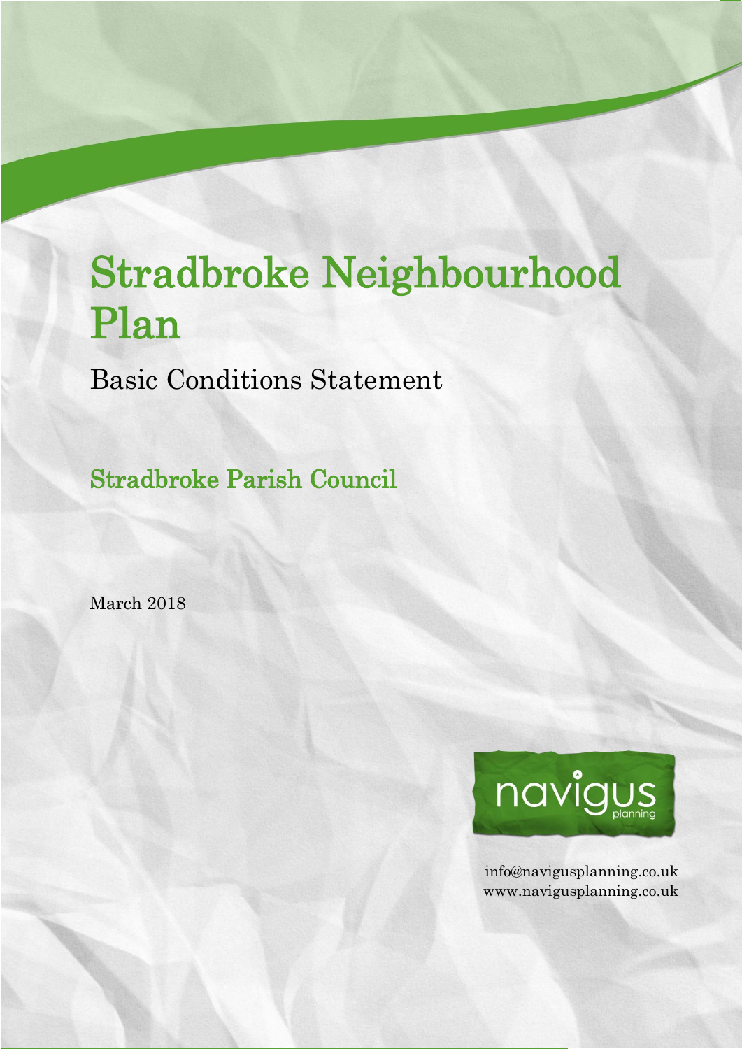# Stradbroke Neighbourhood Plan

## Basic Conditions Statement

Stradbroke Parish Council

March 2018

navigus planning

info@navigusplanning.co.uk
www.navigusplanning.co.uk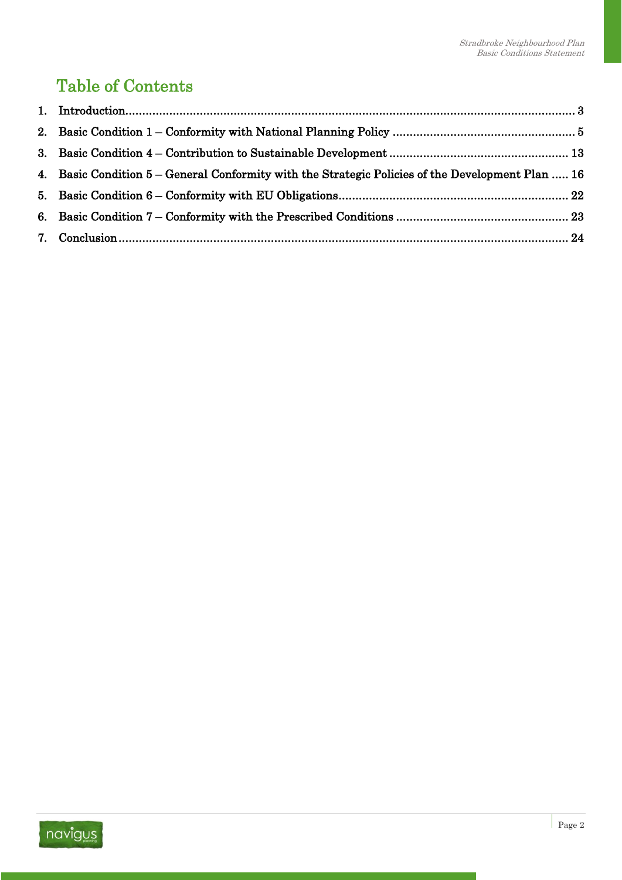# Table of Contents

1. Introduction ..... 3
2. Basic Condition 1 – Conformity with National Planning Policy ..... 5
3. Basic Condition 4 – Contribution to Sustainable Development ..... 13
4. Basic Condition 5 – General Conformity with the Strategic Policies of the Development Plan ..... 16
5. Basic Condition 6 – Conformity with EU Obligations ..... 22
6. Basic Condition 7 – Conformity with the Prescribed Conditions ..... 23
7. Conclusion ..... 24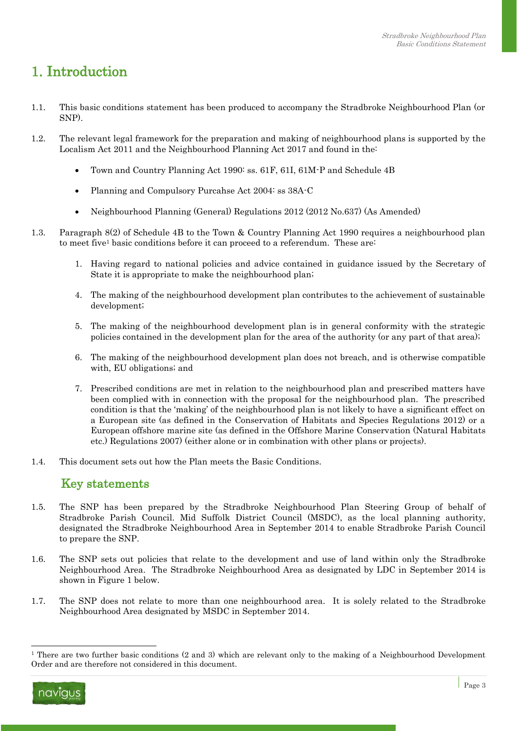# 1. Introduction

1.1. This basic conditions statement has been produced to accompany the Stradbroke Neighbourhood Plan (or SNP).

1.2. The relevant legal framework for the preparation and making of neighbourhood plans is supported by the Localism Act 2011 and the Neighbourhood Planning Act 2017 and found in the:

- Town and Country Planning Act 1990: ss. 61F, 61I, 61M-P and Schedule 4B
- Planning and Compulsory Purcahse Act 2004: ss 38A-C
- Neighbourhood Planning (General) Regulations 2012 (2012 No.637) (As Amended)

1.3. Paragraph 8(2) of Schedule 4B to the Town & Country Planning Act 1990 requires a neighbourhood plan to meet five[1] basic conditions before it can proceed to a referendum. These are:

1. Having regard to national policies and advice contained in guidance issued by the Secretary of State it is appropriate to make the neighbourhood plan;

4. The making of the neighbourhood development plan contributes to the achievement of sustainable development;

5. The making of the neighbourhood development plan is in general conformity with the strategic policies contained in the development plan for the area of the authority (or any part of that area);

6. The making of the neighbourhood development plan does not breach, and is otherwise compatible with, EU obligations; and

7. Prescribed conditions are met in relation to the neighbourhood plan and prescribed matters have been complied with in connection with the proposal for the neighbourhood plan. The prescribed condition is that the 'making' of the neighbourhood plan is not likely to have a significant effect on a European site (as defined in the Conservation of Habitats and Species Regulations 2012) or a European offshore marine site (as defined in the Offshore Marine Conservation (Natural Habitats etc.) Regulations 2007) (either alone or in combination with other plans or projects).

1.4. This document sets out how the Plan meets the Basic Conditions.

## Key statements

1.5. The SNP has been prepared by the Stradbroke Neighbourhood Plan Steering Group of behalf of Stradbroke Parish Council. Mid Suffolk District Council (MSDC), as the local planning authority, designated the Stradbroke Neighbourhood Area in September 2014 to enable Stradbroke Parish Council to prepare the SNP.

1.6. The SNP sets out policies that relate to the development and use of land within only the Stradbroke Neighbourhood Area. The Stradbroke Neighbourhood Area as designated by LDC in September 2014 is shown in Figure 1 below.

1.7. The SNP does not relate to more than one neighbourhood area. It is solely related to the Stradbroke Neighbourhood Area designated by MSDC in September 2014.

[1] There are two further basic conditions (2 and 3) which are relevant only to the making of a Neighbourhood Development Order and are therefore not considered in this document.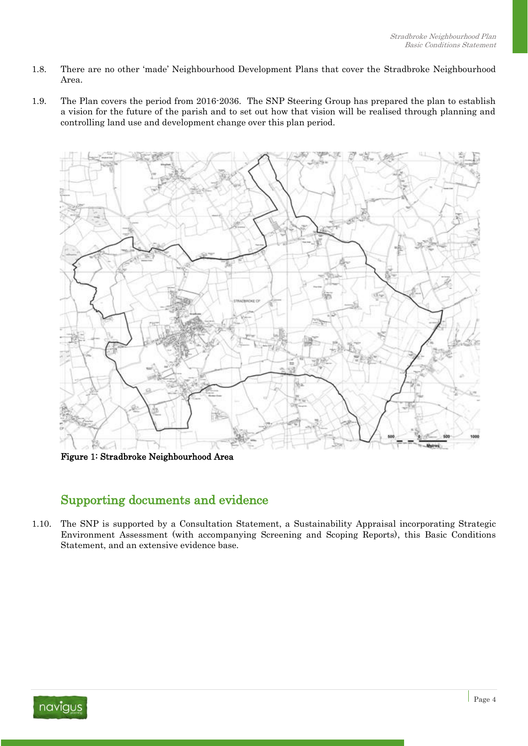1.8. There are no other 'made' Neighbourhood Development Plans that cover the Stradbroke Neighbourhood Area.

1.9. The Plan covers the period from 2016-2036. The SNP Steering Group has prepared the plan to establish a vision for the future of the parish and to set out how that vision will be realised through planning and controlling land use and development change over this plan period.

**Figure 1: Stradbroke Neighbourhood Area**

## Supporting documents and evidence

1.10. The SNP is supported by a Consultation Statement, a Sustainability Appraisal incorporating Strategic Environment Assessment (with accompanying Screening and Scoping Reports), this Basic Conditions Statement, and an extensive evidence base.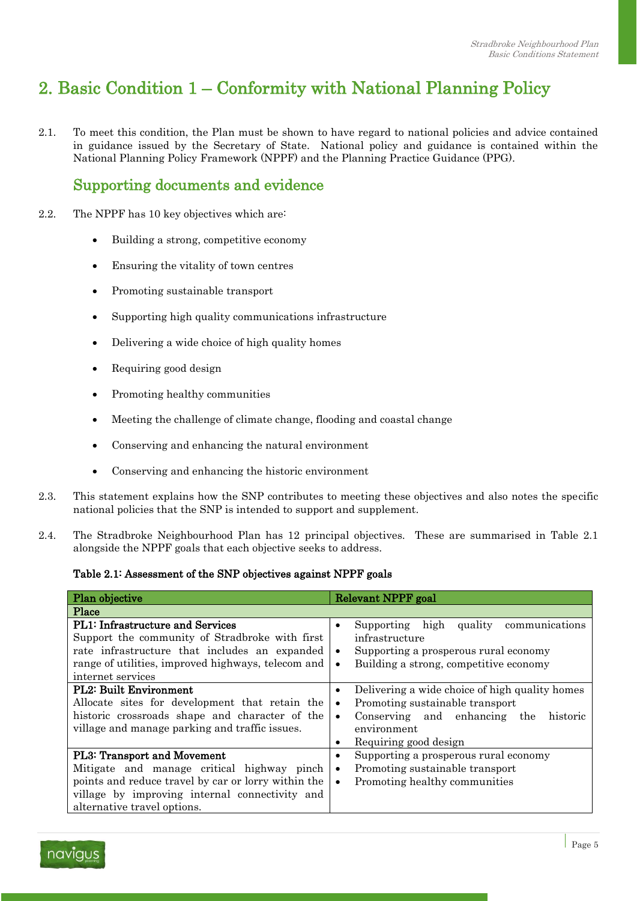# 2. Basic Condition 1 – Conformity with National Planning Policy

2.1. To meet this condition, the Plan must be shown to have regard to national policies and advice contained in guidance issued by the Secretary of State. National policy and guidance is contained within the National Planning Policy Framework (NPPF) and the Planning Practice Guidance (PPG).

## Supporting documents and evidence

2.2. The NPPF has 10 key objectives which are:

- Building a strong, competitive economy
- Ensuring the vitality of town centres
- Promoting sustainable transport
- Supporting high quality communications infrastructure
- Delivering a wide choice of high quality homes
- Requiring good design
- Promoting healthy communities
- Meeting the challenge of climate change, flooding and coastal change
- Conserving and enhancing the natural environment
- Conserving and enhancing the historic environment

2.3. This statement explains how the SNP contributes to meeting these objectives and also notes the specific national policies that the SNP is intended to support and supplement.

2.4. The Stradbroke Neighbourhood Plan has 12 principal objectives. These are summarised in Table 2.1 alongside the NPPF goals that each objective seeks to address.

**Table 2.1: Assessment of the SNP objectives against NPPF goals**

| Plan objective | Relevant NPPF goal |
|---|---|
| **Place** | |
| **PL1: Infrastructure and Services**<br>Support the community of Stradbroke with first rate infrastructure that includes an expanded range of utilities, improved highways, telecom and internet services | • Supporting high quality communications infrastructure<br>• Supporting a prosperous rural economy<br>• Building a strong, competitive economy |
| **PL2: Built Environment**<br>Allocate sites for development that retain the historic crossroads shape and character of the village and manage parking and traffic issues. | • Delivering a wide choice of high quality homes<br>• Promoting sustainable transport<br>• Conserving and enhancing the historic environment<br>• Requiring good design |
| **PL3: Transport and Movement**<br>Mitigate and manage critical highway pinch points and reduce travel by car or lorry within the village by improving internal connectivity and alternative travel options. | • Supporting a prosperous rural economy<br>• Promoting sustainable transport<br>• Promoting healthy communities |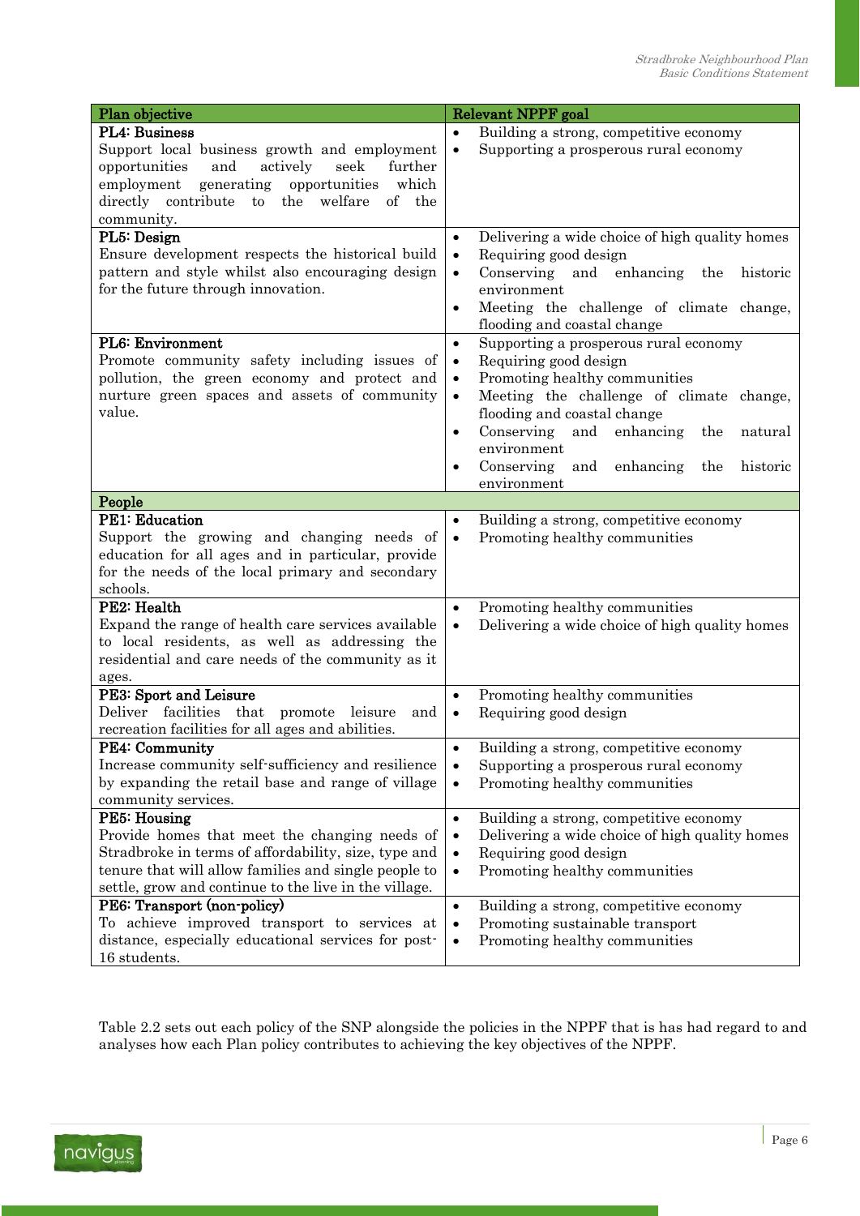| Plan objective | Relevant NPPF goal |
|---|---|
| **PL4: Business**<br>Support local business growth and employment opportunities and actively seek further employment generating opportunities which directly contribute to the welfare of the community. | • Building a strong, competitive economy<br>• Supporting a prosperous rural economy |
| **PL5: Design**<br>Ensure development respects the historical build pattern and style whilst also encouraging design for the future through innovation. | • Delivering a wide choice of high quality homes<br>• Requiring good design<br>• Conserving and enhancing the historic environment<br>• Meeting the challenge of climate change, flooding and coastal change |
| **PL6: Environment**<br>Promote community safety including issues of pollution, the green economy and protect and nurture green spaces and assets of community value. | • Supporting a prosperous rural economy<br>• Requiring good design<br>• Promoting healthy communities<br>• Meeting the challenge of climate change, flooding and coastal change<br>• Conserving and enhancing the natural environment<br>• Conserving and enhancing the historic environment |
| **People** | |
| **PE1: Education**<br>Support the growing and changing needs of education for all ages and in particular, provide for the needs of the local primary and secondary schools. | • Building a strong, competitive economy<br>• Promoting healthy communities |
| **PE2: Health**<br>Expand the range of health care services available to local residents, as well as addressing the residential and care needs of the community as it ages. | • Promoting healthy communities<br>• Delivering a wide choice of high quality homes |
| **PE3: Sport and Leisure**<br>Deliver facilities that promote leisure and recreation facilities for all ages and abilities. | • Promoting healthy communities<br>• Requiring good design |
| **PE4: Community**<br>Increase community self-sufficiency and resilience by expanding the retail base and range of village community services. | • Building a strong, competitive economy<br>• Supporting a prosperous rural economy<br>• Promoting healthy communities |
| **PE5: Housing**<br>Provide homes that meet the changing needs of Stradbroke in terms of affordability, size, type and tenure that will allow families and single people to settle, grow and continue to the live in the village. | • Building a strong, competitive economy<br>• Delivering a wide choice of high quality homes<br>• Requiring good design<br>• Promoting healthy communities |
| **PE6: Transport (non-policy)**<br>To achieve improved transport to services at distance, especially educational services for post-16 students. | • Building a strong, competitive economy<br>• Promoting sustainable transport<br>• Promoting healthy communities |

Table 2.2 sets out each policy of the SNP alongside the policies in the NPPF that is has had regard to and analyses how each Plan policy contributes to achieving the key objectives of the NPPF.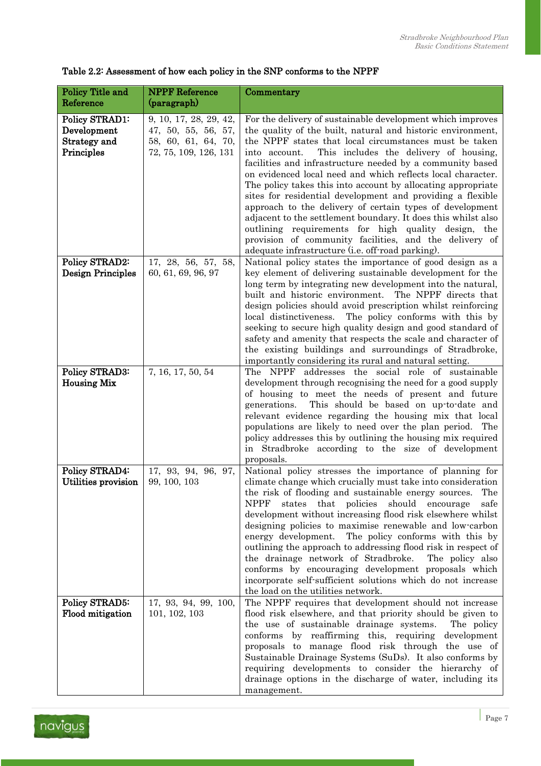**Table 2.2: Assessment of how each policy in the SNP conforms to the NPPF**

| Policy Title and Reference | NPPF Reference (paragraph) | Commentary |
|---|---|---|
| **Policy STRAD1: Development Strategy and Principles** | 9, 10, 17, 28, 29, 42, 47, 50, 55, 56, 57, 58, 60, 61, 64, 70, 72, 75, 109, 126, 131 | For the delivery of sustainable development which improves the quality of the built, natural and historic environment, the NPPF states that local circumstances must be taken into account. This includes the delivery of housing, facilities and infrastructure needed by a community based on evidenced local need and which reflects local character. The policy takes this into account by allocating appropriate sites for residential development and providing a flexible approach to the delivery of certain types of development adjacent to the settlement boundary. It does this whilst also outlining requirements for high quality design, the provision of community facilities, and the delivery of adequate infrastructure (i.e. off-road parking). |
| **Policy STRAD2: Design Principles** | 17, 28, 56, 57, 58, 60, 61, 69, 96, 97 | National policy states the importance of good design as a key element of delivering sustainable development for the long term by integrating new development into the natural, built and historic environment. The NPPF directs that design policies should avoid prescription whilst reinforcing local distinctiveness. The policy conforms with this by seeking to secure high quality design and good standard of safety and amenity that respects the scale and character of the existing buildings and surroundings of Stradbroke, importantly considering its rural and natural setting. |
| **Policy STRAD3: Housing Mix** | 7, 16, 17, 50, 54 | The NPPF addresses the social role of sustainable development through recognising the need for a good supply of housing to meet the needs of present and future generations. This should be based on up-to-date and relevant evidence regarding the housing mix that local populations are likely to need over the plan period. The policy addresses this by outlining the housing mix required in Stradbroke according to the size of development proposals. |
| **Policy STRAD4: Utilities provision** | 17, 93, 94, 96, 97, 99, 100, 103 | National policy stresses the importance of planning for climate change which crucially must take into consideration the risk of flooding and sustainable energy sources. The NPPF states that policies should encourage safe development without increasing flood risk elsewhere whilst designing policies to maximise renewable and low-carbon energy development. The policy conforms with this by outlining the approach to addressing flood risk in respect of the drainage network of Stradbroke. The policy also conforms by encouraging development proposals which incorporate self-sufficient solutions which do not increase the load on the utilities network. |
| **Policy STRAD5: Flood mitigation** | 17, 93, 94, 99, 100, 101, 102, 103 | The NPPF requires that development should not increase flood risk elsewhere, and that priority should be given to the use of sustainable drainage systems. The policy conforms by reaffirming this, requiring development proposals to manage flood risk through the use of Sustainable Drainage Systems (SuDs). It also conforms by requiring developments to consider the hierarchy of drainage options in the discharge of water, including its management. |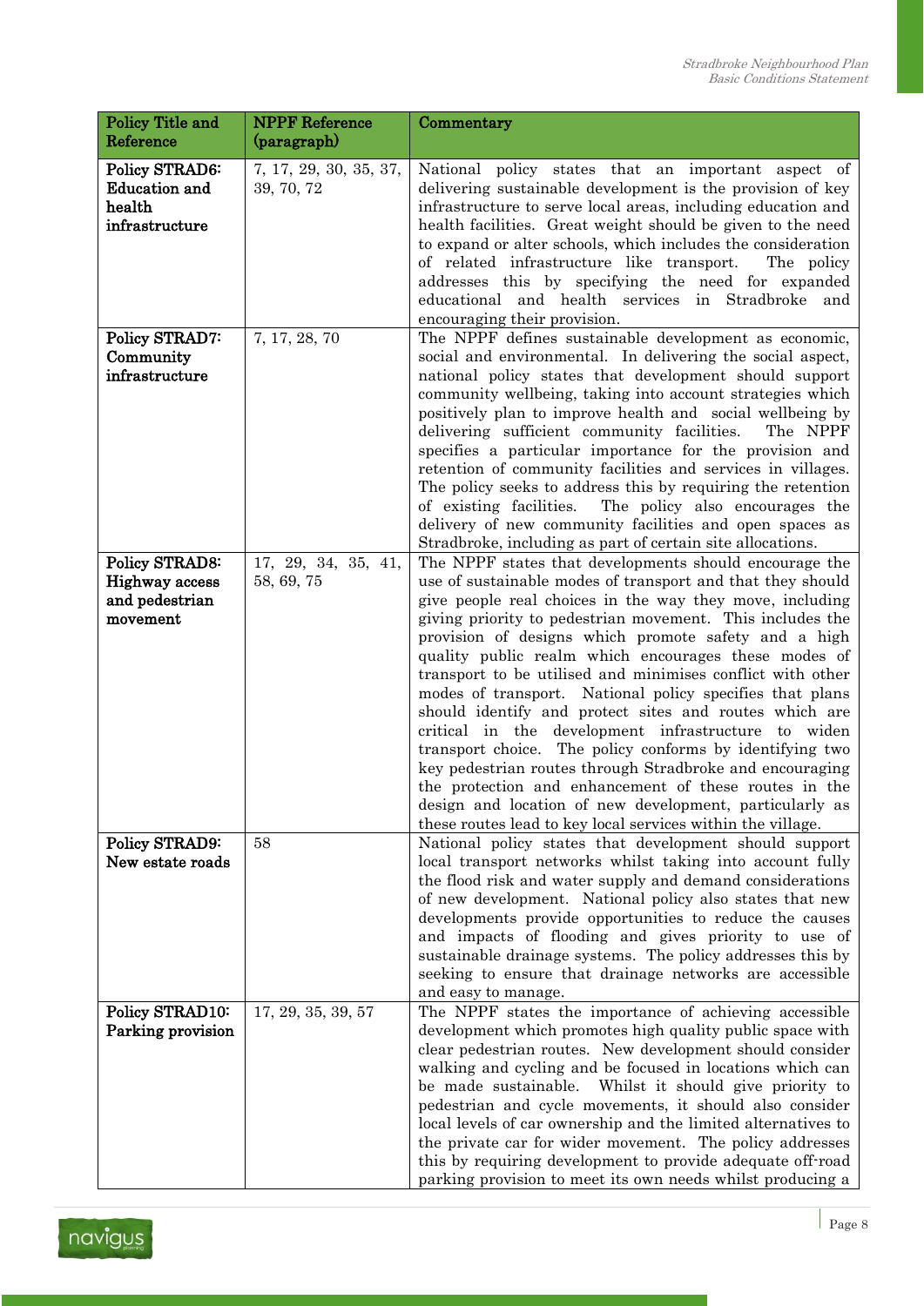| Policy Title and Reference | NPPF Reference (paragraph) | Commentary |
|---|---|---|
| **Policy STRAD6: Education and health infrastructure** | 7, 17, 29, 30, 35, 37, 39, 70, 72 | National policy states that an important aspect of delivering sustainable development is the provision of key infrastructure to serve local areas, including education and health facilities. Great weight should be given to the need to expand or alter schools, which includes the consideration of related infrastructure like transport. The policy addresses this by specifying the need for expanded educational and health services in Stradbroke and encouraging their provision. |
| **Policy STRAD7: Community infrastructure** | 7, 17, 28, 70 | The NPPF defines sustainable development as economic, social and environmental. In delivering the social aspect, national policy states that development should support community wellbeing, taking into account strategies which positively plan to improve health and social wellbeing by delivering sufficient community facilities. The NPPF specifies a particular importance for the provision and retention of community facilities and services in villages. The policy seeks to address this by requiring the retention of existing facilities. The policy also encourages the delivery of new community facilities and open spaces as Stradbroke, including as part of certain site allocations. |
| **Policy STRAD8: Highway access and pedestrian movement** | 17, 29, 34, 35, 41, 58, 69, 75 | The NPPF states that developments should encourage the use of sustainable modes of transport and that they should give people real choices in the way they move, including giving priority to pedestrian movement. This includes the provision of designs which promote safety and a high quality public realm which encourages these modes of transport to be utilised and minimises conflict with other modes of transport. National policy specifies that plans should identify and protect sites and routes which are critical in the development infrastructure to widen transport choice. The policy conforms by identifying two key pedestrian routes through Stradbroke and encouraging the protection and enhancement of these routes in the design and location of new development, particularly as these routes lead to key local services within the village. |
| **Policy STRAD9: New estate roads** | 58 | National policy states that development should support local transport networks whilst taking into account fully the flood risk and water supply and demand considerations of new development. National policy also states that new developments provide opportunities to reduce the causes and impacts of flooding and gives priority to use of sustainable drainage systems. The policy addresses this by seeking to ensure that drainage networks are accessible and easy to manage. |
| **Policy STRAD10: Parking provision** | 17, 29, 35, 39, 57 | The NPPF states the importance of achieving accessible development which promotes high quality public space with clear pedestrian routes. New development should consider walking and cycling and be focused in locations which can be made sustainable. Whilst it should give priority to pedestrian and cycle movements, it should also consider local levels of car ownership and the limited alternatives to the private car for wider movement. The policy addresses this by requiring development to provide adequate off-road parking provision to meet its own needs whilst producing a |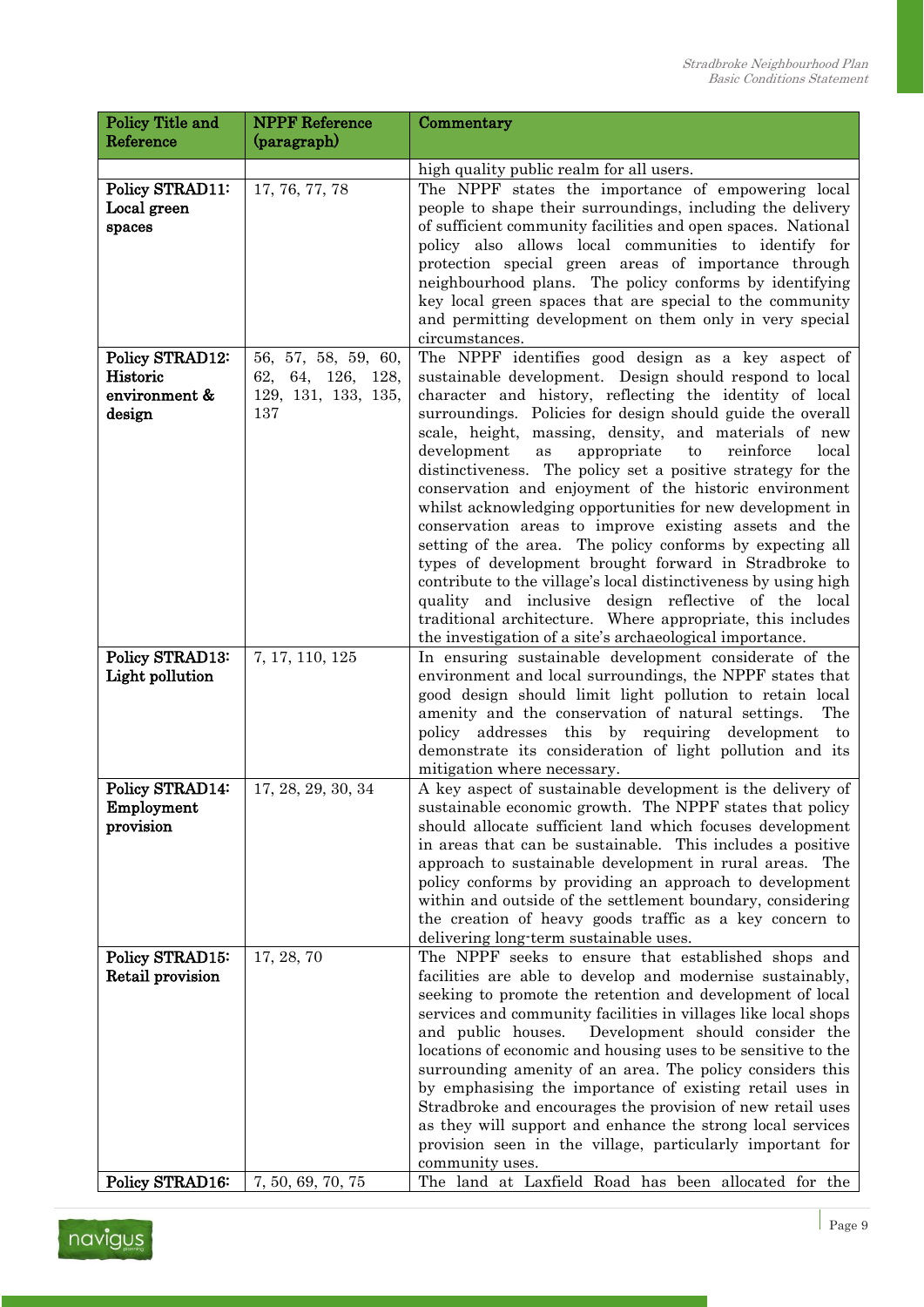| Policy Title and Reference | NPPF Reference (paragraph) | Commentary |
|---|---|---|
| | | high quality public realm for all users. |
| **Policy STRAD11: Local green spaces** | 17, 76, 77, 78 | The NPPF states the importance of empowering local people to shape their surroundings, including the delivery of sufficient community facilities and open spaces. National policy also allows local communities to identify for protection special green areas of importance through neighbourhood plans. The policy conforms by identifying key local green spaces that are special to the community and permitting development on them only in very special circumstances. |
| **Policy STRAD12: Historic environment & design** | 56, 57, 58, 59, 60, 62, 64, 126, 128, 129, 131, 133, 135, 137 | The NPPF identifies good design as a key aspect of sustainable development. Design should respond to local character and history, reflecting the identity of local surroundings. Policies for design should guide the overall scale, height, massing, density, and materials of new development as appropriate to reinforce local distinctiveness. The policy set a positive strategy for the conservation and enjoyment of the historic environment whilst acknowledging opportunities for new development in conservation areas to improve existing assets and the setting of the area. The policy conforms by expecting all types of development brought forward in Stradbroke to contribute to the village's local distinctiveness by using high quality and inclusive design reflective of the local traditional architecture. Where appropriate, this includes the investigation of a site's archaeological importance. |
| **Policy STRAD13: Light pollution** | 7, 17, 110, 125 | In ensuring sustainable development considerate of the environment and local surroundings, the NPPF states that good design should limit light pollution to retain local amenity and the conservation of natural settings. The policy addresses this by requiring development to demonstrate its consideration of light pollution and its mitigation where necessary. |
| **Policy STRAD14: Employment provision** | 17, 28, 29, 30, 34 | A key aspect of sustainable development is the delivery of sustainable economic growth. The NPPF states that policy should allocate sufficient land which focuses development in areas that can be sustainable. This includes a positive approach to sustainable development in rural areas. The policy conforms by providing an approach to development within and outside of the settlement boundary, considering the creation of heavy goods traffic as a key concern to delivering long-term sustainable uses. |
| **Policy STRAD15: Retail provision** | 17, 28, 70 | The NPPF seeks to ensure that established shops and facilities are able to develop and modernise sustainably, seeking to promote the retention and development of local services and community facilities in villages like local shops and public houses. Development should consider the locations of economic and housing uses to be sensitive to the surrounding amenity of an area. The policy considers this by emphasising the importance of existing retail uses in Stradbroke and encourages the provision of new retail uses as they will support and enhance the strong local services provision seen in the village, particularly important for community uses. |
| **Policy STRAD16:** | 7, 50, 69, 70, 75 | The land at Laxfield Road has been allocated for the |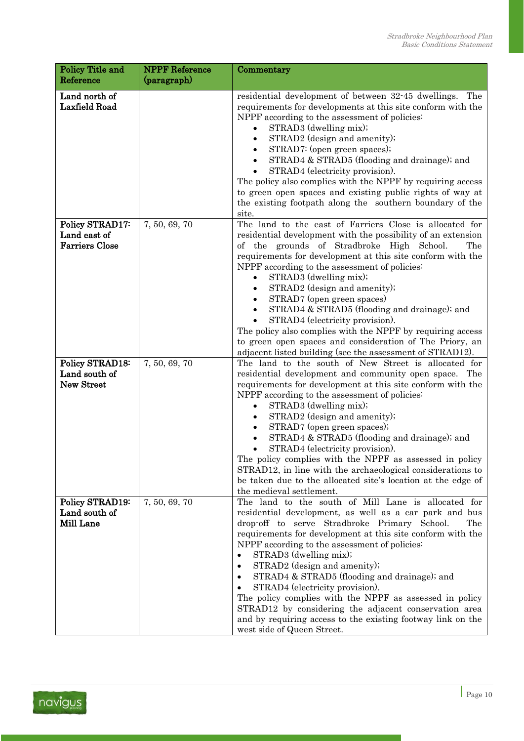| Policy Title and Reference | NPPF Reference (paragraph) | Commentary |
|---|---|---|
| Land north of Laxfield Road | | residential development of between 32-45 dwellings. The requirements for developments at this site conform with the NPPF according to the assessment of policies:<br>• STRAD3 (dwelling mix);<br>• STRAD2 (design and amenity);<br>• STRAD7: (open green spaces);<br>• STRAD4 & STRAD5 (flooding and drainage); and<br>• STRAD4 (electricity provision).<br>The policy also complies with the NPPF by requiring access to green open spaces and existing public rights of way at the existing footpath along the southern boundary of the site. |
| Policy STRAD17: Land east of Farriers Close | 7, 50, 69, 70 | The land to the east of Farriers Close is allocated for residential development with the possibility of an extension of the grounds of Stradbroke High School. The requirements for development at this site conform with the NPPF according to the assessment of policies:<br>• STRAD3 (dwelling mix);<br>• STRAD2 (design and amenity);<br>• STRAD7 (open green spaces)<br>• STRAD4 & STRAD5 (flooding and drainage); and<br>• STRAD4 (electricity provision).<br>The policy also complies with the NPPF by requiring access to green open spaces and consideration of The Priory, an adjacent listed building (see the assessment of STRAD12). |
| Policy STRAD18: Land south of New Street | 7, 50, 69, 70 | The land to the south of New Street is allocated for residential development and community open space. The requirements for development at this site conform with the NPPF according to the assessment of policies:<br>• STRAD3 (dwelling mix);<br>• STRAD2 (design and amenity);<br>• STRAD7 (open green spaces);<br>• STRAD4 & STRAD5 (flooding and drainage); and<br>• STRAD4 (electricity provision).<br>The policy complies with the NPPF as assessed in policy STRAD12, in line with the archaeological considerations to be taken due to the allocated site's location at the edge of the medieval settlement. |
| Policy STRAD19: Land south of Mill Lane | 7, 50, 69, 70 | The land to the south of Mill Lane is allocated for residential development, as well as a car park and bus drop-off to serve Stradbroke Primary School. The requirements for development at this site conform with the NPPF according to the assessment of policies:<br>• STRAD3 (dwelling mix);<br>• STRAD2 (design and amenity);<br>• STRAD4 & STRAD5 (flooding and drainage); and<br>• STRAD4 (electricity provision).<br>The policy complies with the NPPF as assessed in policy STRAD12 by considering the adjacent conservation area and by requiring access to the existing footway link on the west side of Queen Street. |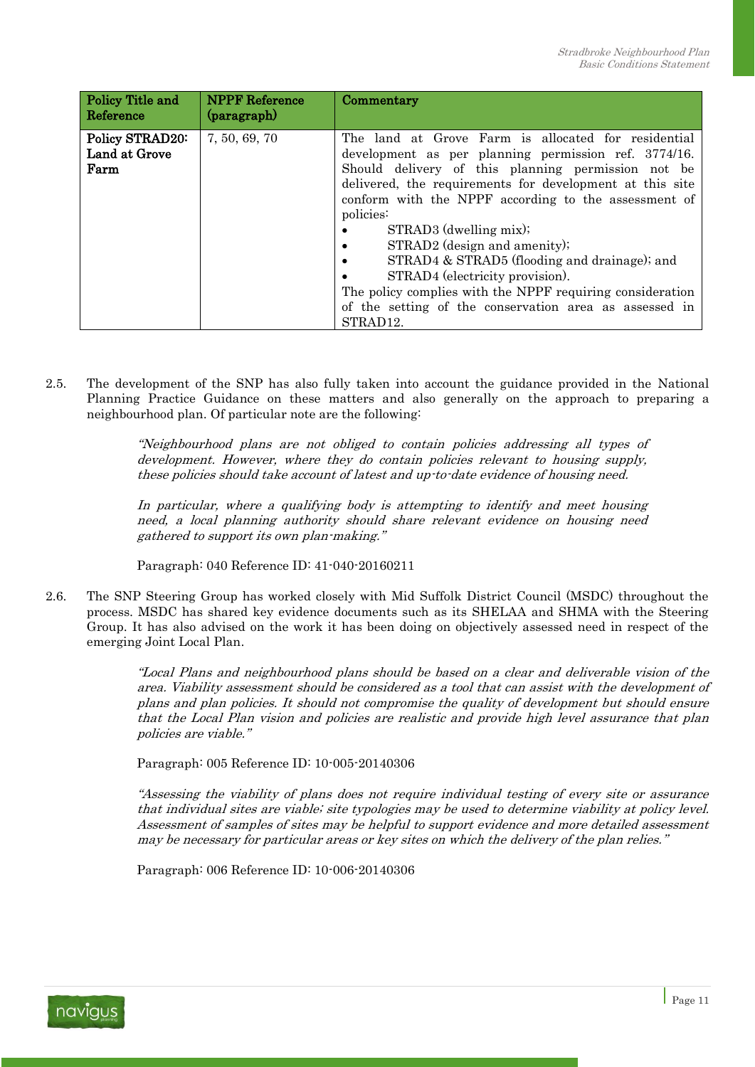| Policy Title and Reference | NPPF Reference (paragraph) | Commentary |
|---|---|---|
| **Policy STRAD20: Land at Grove Farm** | 7, 50, 69, 70 | The land at Grove Farm is allocated for residential development as per planning permission ref. 3774/16. Should delivery of this planning permission not be delivered, the requirements for development at this site conform with the NPPF according to the assessment of policies:<br>• STRAD3 (dwelling mix);<br>• STRAD2 (design and amenity);<br>• STRAD4 & STRAD5 (flooding and drainage); and<br>• STRAD4 (electricity provision).<br>The policy complies with the NPPF requiring consideration of the setting of the conservation area as assessed in STRAD12. |

2.5. The development of the SNP has also fully taken into account the guidance provided in the National Planning Practice Guidance on these matters and also generally on the approach to preparing a neighbourhood plan. Of particular note are the following:

> *"Neighbourhood plans are not obliged to contain policies addressing all types of development. However, where they do contain policies relevant to housing supply, these policies should take account of latest and up-to-date evidence of housing need.*
>
> *In particular, where a qualifying body is attempting to identify and meet housing need, a local planning authority should share relevant evidence on housing need gathered to support its own plan-making."*
>
> Paragraph: 040 Reference ID: 41-040-20160211

2.6. The SNP Steering Group has worked closely with Mid Suffolk District Council (MSDC) throughout the process. MSDC has shared key evidence documents such as its SHELAA and SHMA with the Steering Group. It has also advised on the work it has been doing on objectively assessed need in respect of the emerging Joint Local Plan.

> *"Local Plans and neighbourhood plans should be based on a clear and deliverable vision of the area. Viability assessment should be considered as a tool that can assist with the development of plans and plan policies. It should not compromise the quality of development but should ensure that the Local Plan vision and policies are realistic and provide high level assurance that plan policies are viable."*
>
> Paragraph: 005 Reference ID: 10-005-20140306
>
> *"Assessing the viability of plans does not require individual testing of every site or assurance that individual sites are viable; site typologies may be used to determine viability at policy level. Assessment of samples of sites may be helpful to support evidence and more detailed assessment may be necessary for particular areas or key sites on which the delivery of the plan relies."*
>
> Paragraph: 006 Reference ID: 10-006-20140306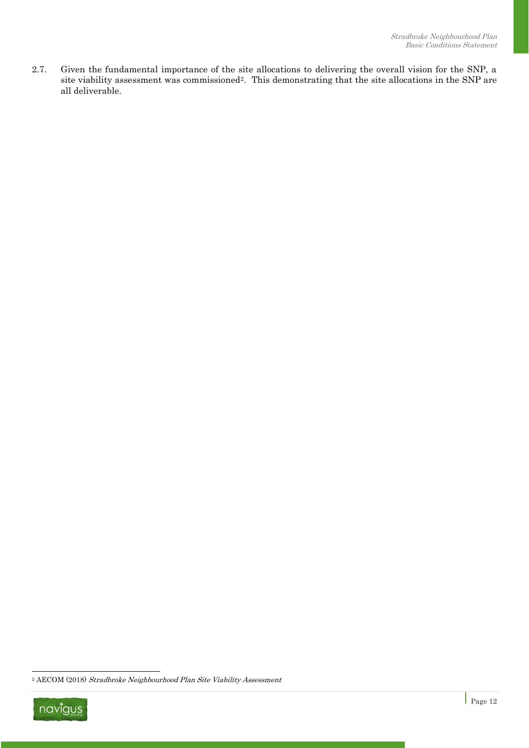2.7. Given the fundamental importance of the site allocations to delivering the overall vision for the SNP, a site viability assessment was commissioned[2]. This demonstrating that the site allocations in the SNP are all deliverable.

[2] AECOM (2018) *Stradbroke Neighbourhood Plan Site Viability Assessment*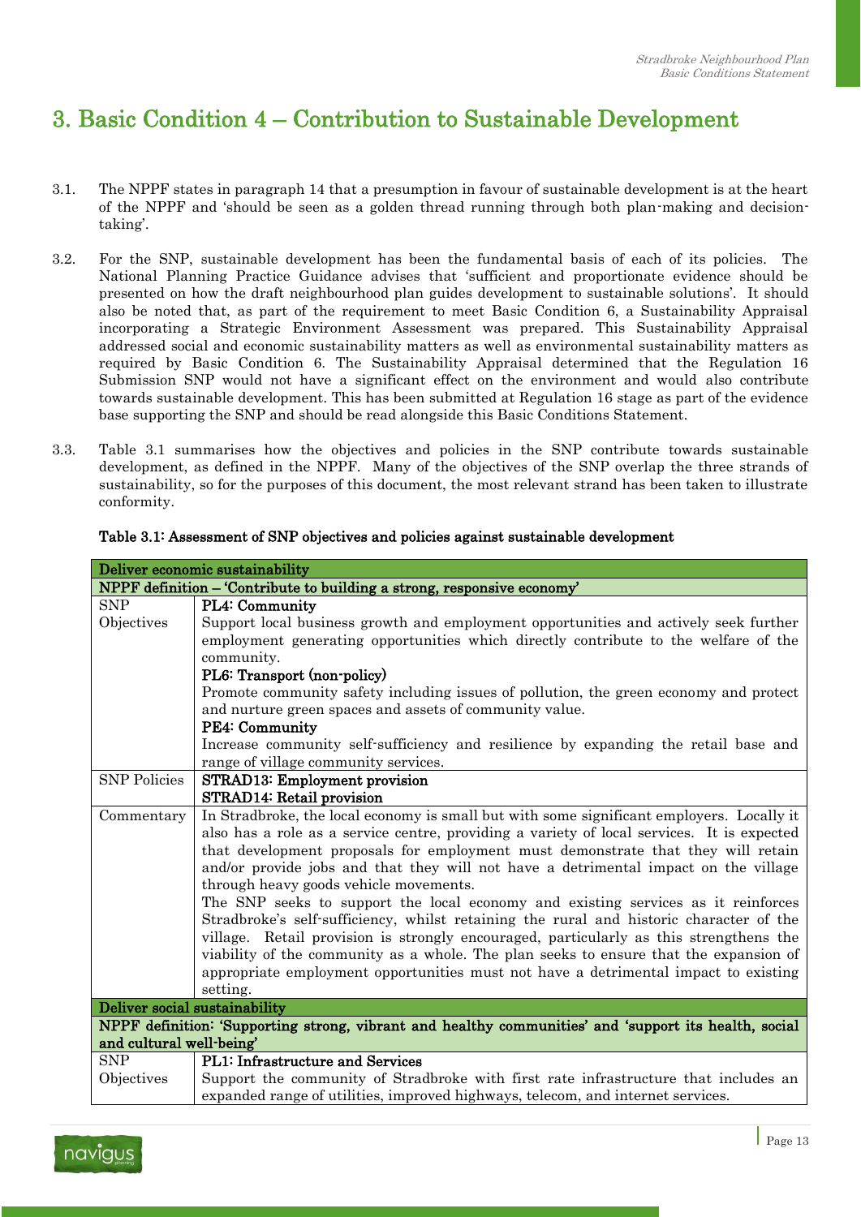# 3. Basic Condition 4 – Contribution to Sustainable Development

3.1. The NPPF states in paragraph 14 that a presumption in favour of sustainable development is at the heart of the NPPF and 'should be seen as a golden thread running through both plan-making and decision-taking'.

3.2. For the SNP, sustainable development has been the fundamental basis of each of its policies. The National Planning Practice Guidance advises that 'sufficient and proportionate evidence should be presented on how the draft neighbourhood plan guides development to sustainable solutions'. It should also be noted that, as part of the requirement to meet Basic Condition 6, a Sustainability Appraisal incorporating a Strategic Environment Assessment was prepared. This Sustainability Appraisal addressed social and economic sustainability matters as well as environmental sustainability matters as required by Basic Condition 6. The Sustainability Appraisal determined that the Regulation 16 Submission SNP would not have a significant effect on the environment and would also contribute towards sustainable development. This has been submitted at Regulation 16 stage as part of the evidence base supporting the SNP and should be read alongside this Basic Conditions Statement.

3.3. Table 3.1 summarises how the objectives and policies in the SNP contribute towards sustainable development, as defined in the NPPF. Many of the objectives of the SNP overlap the three strands of sustainability, so for the purposes of this document, the most relevant strand has been taken to illustrate conformity.

**Table 3.1: Assessment of SNP objectives and policies against sustainable development**

| | |
|---|---|
| **Deliver economic sustainability** | |
| **NPPF definition – 'Contribute to building a strong, responsive economy'** | |
| SNP Objectives | **PL4: Community**<br>Support local business growth and employment opportunities and actively seek further employment generating opportunities which directly contribute to the welfare of the community.<br>**PL6: Transport (non-policy)**<br>Promote community safety including issues of pollution, the green economy and protect and nurture green spaces and assets of community value.<br>**PE4: Community**<br>Increase community self-sufficiency and resilience by expanding the retail base and range of village community services. |
| SNP Policies | **STRAD13: Employment provision**<br>**STRAD14: Retail provision** |
| Commentary | In Stradbroke, the local economy is small but with some significant employers. Locally it also has a role as a service centre, providing a variety of local services. It is expected that development proposals for employment must demonstrate that they will retain and/or provide jobs and that they will not have a detrimental impact on the village through heavy goods vehicle movements.<br>The SNP seeks to support the local economy and existing services as it reinforces Stradbroke's self-sufficiency, whilst retaining the rural and historic character of the village. Retail provision is strongly encouraged, particularly as this strengthens the viability of the community as a whole. The plan seeks to ensure that the expansion of appropriate employment opportunities must not have a detrimental impact to existing setting. |
| **Deliver social sustainability** | |
| **NPPF definition: 'Supporting strong, vibrant and healthy communities' and 'support its health, social and cultural well-being'** | |
| SNP Objectives | **PL1: Infrastructure and Services**<br>Support the community of Stradbroke with first rate infrastructure that includes an expanded range of utilities, improved highways, telecom, and internet services. |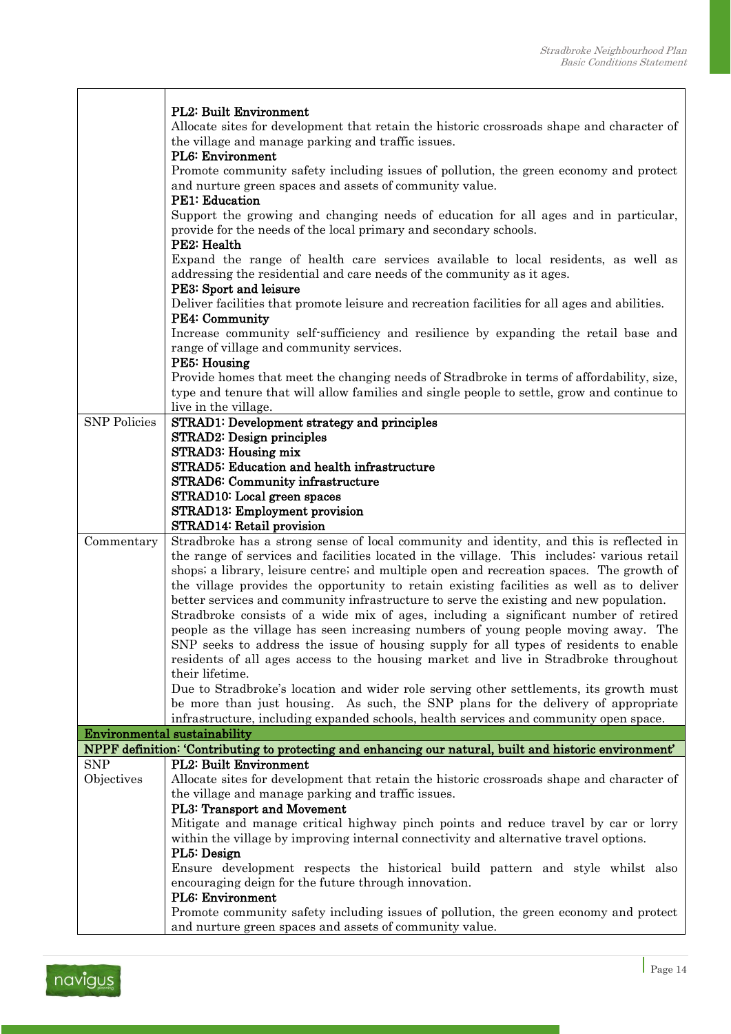| | |
|---|---|
| | **PL2: Built Environment**<br>Allocate sites for development that retain the historic crossroads shape and character of the village and manage parking and traffic issues.<br>**PL6: Environment**<br>Promote community safety including issues of pollution, the green economy and protect and nurture green spaces and assets of community value.<br>**PE1: Education**<br>Support the growing and changing needs of education for all ages and in particular, provide for the needs of the local primary and secondary schools.<br>**PE2: Health**<br>Expand the range of health care services available to local residents, as well as addressing the residential and care needs of the community as it ages.<br>**PE3: Sport and leisure**<br>Deliver facilities that promote leisure and recreation facilities for all ages and abilities.<br>**PE4: Community**<br>Increase community self-sufficiency and resilience by expanding the retail base and range of village and community services.<br>**PE5: Housing**<br>Provide homes that meet the changing needs of Stradbroke in terms of affordability, size, type and tenure that will allow families and single people to settle, grow and continue to live in the village. |
| SNP Policies | **STRAD1: Development strategy and principles**<br>**STRAD2: Design principles**<br>**STRAD3: Housing mix**<br>**STRAD5: Education and health infrastructure**<br>**STRAD6: Community infrastructure**<br>**STRAD10: Local green spaces**<br>**STRAD13: Employment provision**<br>**STRAD14: Retail provision** |
| Commentary | Stradbroke has a strong sense of local community and identity, and this is reflected in the range of services and facilities located in the village. This includes: various retail shops; a library, leisure centre; and multiple open and recreation spaces. The growth of the village provides the opportunity to retain existing facilities as well as to deliver better services and community infrastructure to serve the existing and new population.<br>Stradbroke consists of a wide mix of ages, including a significant number of retired people as the village has seen increasing numbers of young people moving away. The SNP seeks to address the issue of housing supply for all types of residents to enable residents of all ages access to the housing market and live in Stradbroke throughout their lifetime.<br>Due to Stradbroke's location and wider role serving other settlements, its growth must be more than just housing. As such, the SNP plans for the delivery of appropriate infrastructure, including expanded schools, health services and community open space. |
| **Environmental sustainability** | |
| **NPPF definition: 'Contributing to protecting and enhancing our natural, built and historic environment'** | |
| SNP Objectives | **PL2: Built Environment**<br>Allocate sites for development that retain the historic crossroads shape and character of the village and manage parking and traffic issues.<br>**PL3: Transport and Movement**<br>Mitigate and manage critical highway pinch points and reduce travel by car or lorry within the village by improving internal connectivity and alternative travel options.<br>**PL5: Design**<br>Ensure development respects the historical build pattern and style whilst also encouraging deign for the future through innovation.<br>**PL6: Environment**<br>Promote community safety including issues of pollution, the green economy and protect and nurture green spaces and assets of community value. |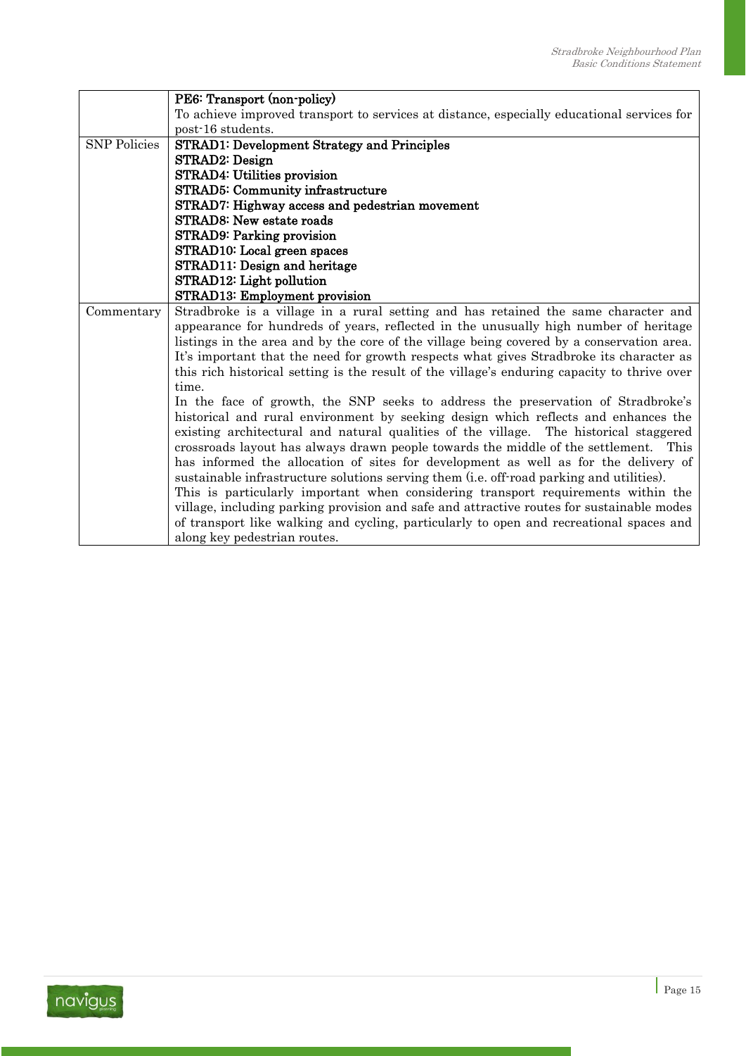| | |
|---|---|
| | **PE6: Transport (non-policy)**<br>To achieve improved transport to services at distance, especially educational services for post-16 students. |
| SNP Policies | **STRAD1: Development Strategy and Principles**<br>**STRAD2: Design**<br>**STRAD4: Utilities provision**<br>**STRAD5: Community infrastructure**<br>**STRAD7: Highway access and pedestrian movement**<br>**STRAD8: New estate roads**<br>**STRAD9: Parking provision**<br>**STRAD10: Local green spaces**<br>**STRAD11: Design and heritage**<br>**STRAD12: Light pollution**<br>**STRAD13: Employment provision** |
| Commentary | Stradbroke is a village in a rural setting and has retained the same character and appearance for hundreds of years, reflected in the unusually high number of heritage listings in the area and by the core of the village being covered by a conservation area. It's important that the need for growth respects what gives Stradbroke its character as this rich historical setting is the result of the village's enduring capacity to thrive over time.<br>In the face of growth, the SNP seeks to address the preservation of Stradbroke's historical and rural environment by seeking design which reflects and enhances the existing architectural and natural qualities of the village. The historical staggered crossroads layout has always drawn people towards the middle of the settlement. This has informed the allocation of sites for development as well as for the delivery of sustainable infrastructure solutions serving them (i.e. off-road parking and utilities).<br>This is particularly important when considering transport requirements within the village, including parking provision and safe and attractive routes for sustainable modes of transport like walking and cycling, particularly to open and recreational spaces and along key pedestrian routes. |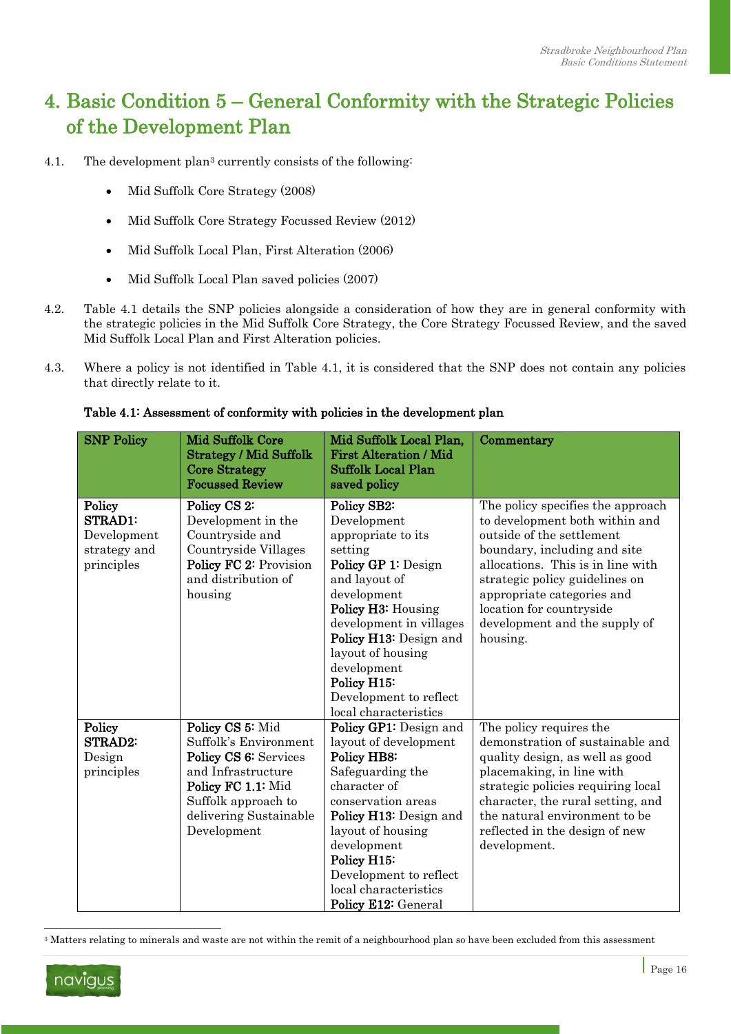# 4. Basic Condition 5 – General Conformity with the Strategic Policies of the Development Plan

4.1. The development plan[3] currently consists of the following:

- Mid Suffolk Core Strategy (2008)
- Mid Suffolk Core Strategy Focussed Review (2012)
- Mid Suffolk Local Plan, First Alteration (2006)
- Mid Suffolk Local Plan saved policies (2007)

4.2. Table 4.1 details the SNP policies alongside a consideration of how they are in general conformity with the strategic policies in the Mid Suffolk Core Strategy, the Core Strategy Focussed Review, and the saved Mid Suffolk Local Plan and First Alteration policies.

4.3. Where a policy is not identified in Table 4.1, it is considered that the SNP does not contain any policies that directly relate to it.

**Table 4.1: Assessment of conformity with policies in the development plan**

| SNP Policy | Mid Suffolk Core Strategy / Mid Suffolk Core Strategy Focussed Review | Mid Suffolk Local Plan, First Alteration / Mid Suffolk Local Plan saved policy | Commentary |
|---|---|---|---|
| **Policy STRAD1:** Development strategy and principles | **Policy CS 2:** Development in the Countryside and Countryside Villages<br>**Policy FC 2:** Provision and distribution of housing | **Policy SB2:** Development appropriate to its setting<br>**Policy GP 1:** Design and layout of development<br>**Policy H3:** Housing development in villages<br>**Policy H13:** Design and layout of housing development<br>**Policy H15:** Development to reflect local characteristics | The policy specifies the approach to development both within and outside of the settlement boundary, including and site allocations. This is in line with strategic policy guidelines on appropriate categories and location for countryside development and the supply of housing. |
| **Policy STRAD2:** Design principles | **Policy CS 5:** Mid Suffolk's Environment<br>**Policy CS 6:** Services and Infrastructure<br>**Policy FC 1.1:** Mid Suffolk approach to delivering Sustainable Development | **Policy GP1:** Design and layout of development<br>**Policy HB8:** Safeguarding the character of conservation areas<br>**Policy H13:** Design and layout of housing development<br>**Policy H15:** Development to reflect local characteristics<br>**Policy E12:** General | The policy requires the demonstration of sustainable and quality design, as well as good placemaking, in line with strategic policies requiring local character, the rural setting, and the natural environment to be reflected in the design of new development. |

[3] Matters relating to minerals and waste are not within the remit of a neighbourhood plan so have been excluded from this assessment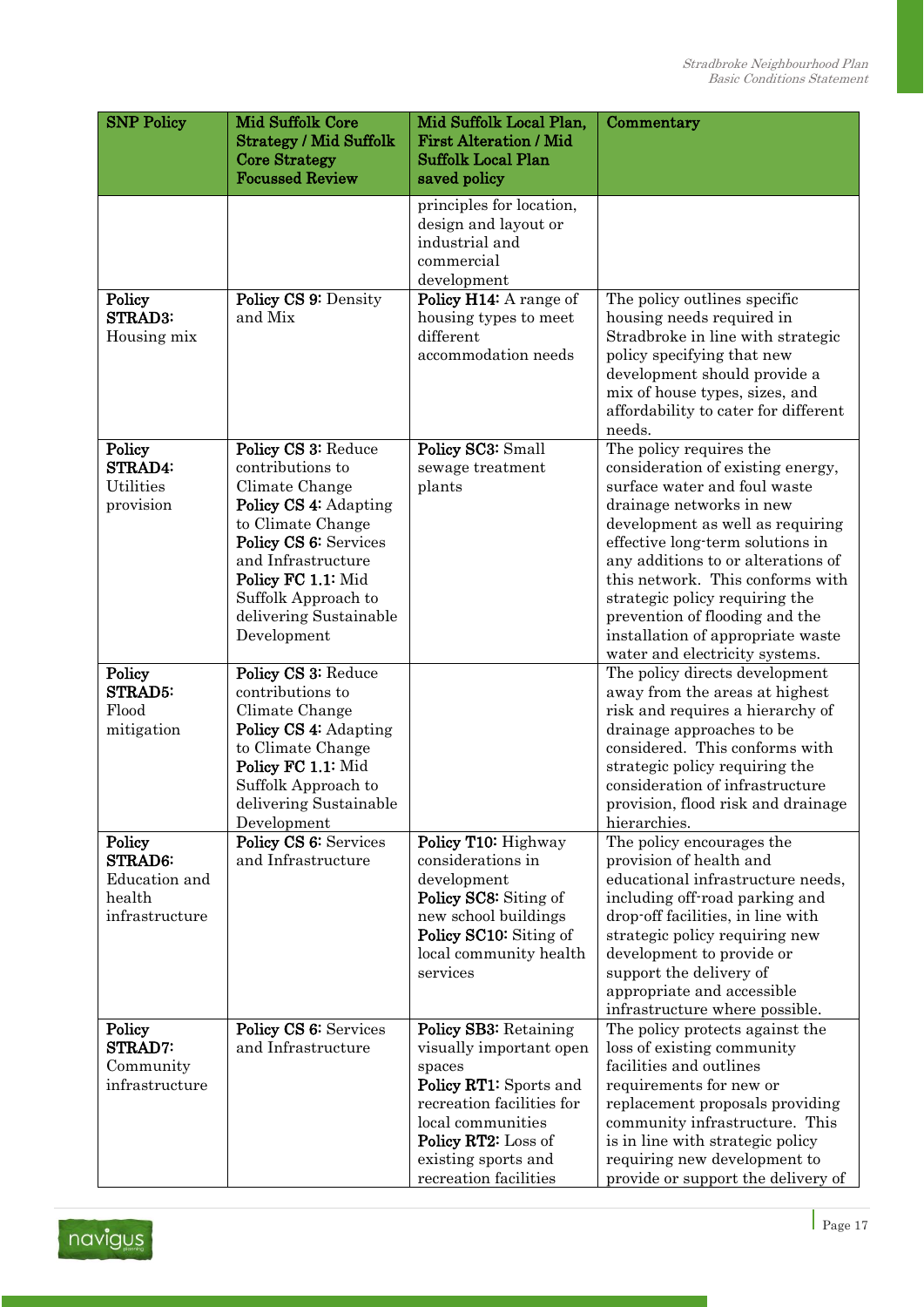| SNP Policy | Mid Suffolk Core Strategy / Mid Suffolk Core Strategy Focussed Review | Mid Suffolk Local Plan, First Alteration / Mid Suffolk Local Plan saved policy | Commentary |
|---|---|---|---|
| | | principles for location, design and layout or industrial and commercial development | |
| **Policy STRAD3:** Housing mix | **Policy CS 9:** Density and Mix | **Policy H14:** A range of housing types to meet different accommodation needs | The policy outlines specific housing needs required in Stradbroke in line with strategic policy specifying that new development should provide a mix of house types, sizes, and affordability to cater for different needs. |
| **Policy STRAD4:** Utilities provision | **Policy CS 3:** Reduce contributions to Climate Change **Policy CS 4:** Adapting to Climate Change **Policy CS 6:** Services and Infrastructure **Policy FC 1.1:** Mid Suffolk Approach to delivering Sustainable Development | **Policy SC3:** Small sewage treatment plants | The policy requires the consideration of existing energy, surface water and foul waste drainage networks in new development as well as requiring effective long-term solutions in any additions to or alterations of this network. This conforms with strategic policy requiring the prevention of flooding and the installation of appropriate waste water and electricity systems. |
| **Policy STRAD5:** Flood mitigation | **Policy CS 3:** Reduce contributions to Climate Change **Policy CS 4:** Adapting to Climate Change **Policy FC 1.1:** Mid Suffolk Approach to delivering Sustainable Development | | The policy directs development away from the areas at highest risk and requires a hierarchy of drainage approaches to be considered. This conforms with strategic policy requiring the consideration of infrastructure provision, flood risk and drainage hierarchies. |
| **Policy STRAD6:** Education and health infrastructure | **Policy CS 6:** Services and Infrastructure | **Policy T10:** Highway considerations in development **Policy SC8:** Siting of new school buildings **Policy SC10:** Siting of local community health services | The policy encourages the provision of health and educational infrastructure needs, including off-road parking and drop-off facilities, in line with strategic policy requiring new development to provide or support the delivery of appropriate and accessible infrastructure where possible. |
| **Policy STRAD7:** Community infrastructure | **Policy CS 6:** Services and Infrastructure | **Policy SB3:** Retaining visually important open spaces **Policy RT1:** Sports and recreation facilities for local communities **Policy RT2:** Loss of existing sports and recreation facilities | The policy protects against the loss of existing community facilities and outlines requirements for new or replacement proposals providing community infrastructure. This is in line with strategic policy requiring new development to provide or support the delivery of |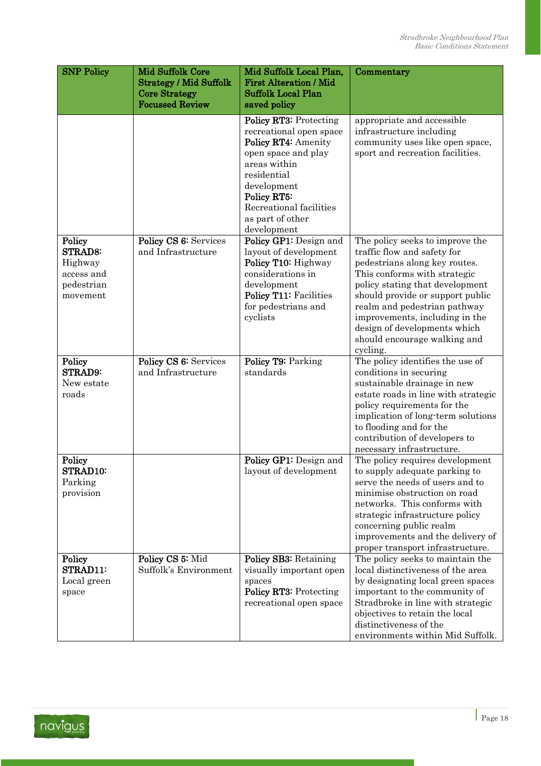| SNP Policy | Mid Suffolk Core Strategy / Mid Suffolk Core Strategy Focussed Review | Mid Suffolk Local Plan, First Alteration / Mid Suffolk Local Plan saved policy | Commentary |
|---|---|---|---|
| | | **Policy RT3:** Protecting recreational open space **Policy RT4:** Amenity open space and play areas within residential development **Policy RT5:** Recreational facilities as part of other development | appropriate and accessible infrastructure including community uses like open space, sport and recreation facilities. |
| **Policy STRAD8:** Highway access and pedestrian movement | **Policy CS 6:** Services and Infrastructure | **Policy GP1:** Design and layout of development **Policy T10:** Highway considerations in development **Policy T11:** Facilities for pedestrians and cyclists | The policy seeks to improve the traffic flow and safety for pedestrians along key routes. This conforms with strategic policy stating that development should provide or support public realm and pedestrian pathway improvements, including in the design of developments which should encourage walking and cycling. |
| **Policy STRAD9:** New estate roads | **Policy CS 6:** Services and Infrastructure | **Policy T9:** Parking standards | The policy identifies the use of conditions in securing sustainable drainage in new estate roads in line with strategic policy requirements for the implication of long-term solutions to flooding and for the contribution of developers to necessary infrastructure. |
| **Policy STRAD10:** Parking provision | | **Policy GP1:** Design and layout of development | The policy requires development to supply adequate parking to serve the needs of users and to minimise obstruction on road networks. This conforms with strategic infrastructure policy concerning public realm improvements and the delivery of proper transport infrastructure. |
| **Policy STRAD11:** Local green space | **Policy CS 5:** Mid Suffolk's Environment | **Policy SB3:** Retaining visually important open spaces **Policy RT3:** Protecting recreational open space | The policy seeks to maintain the local distinctiveness of the area by designating local green spaces important to the community of Stradbroke in line with strategic objectives to retain the local distinctiveness of the environments within Mid Suffolk. |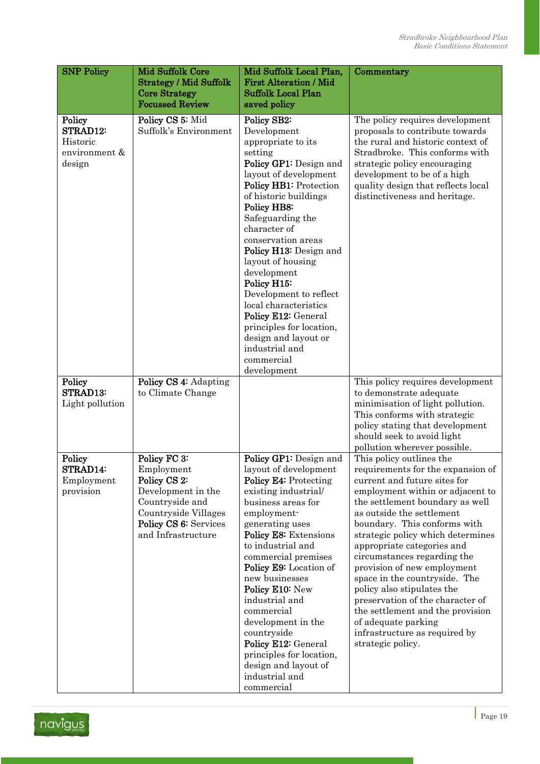| SNP Policy | Mid Suffolk Core Strategy / Mid Suffolk Core Strategy Focussed Review | Mid Suffolk Local Plan, First Alteration / Mid Suffolk Local Plan saved policy | Commentary |
|---|---|---|---|
| **Policy STRAD12:** Historic environment & design | **Policy CS 5:** Mid Suffolk's Environment | **Policy SB2:** Development appropriate to its setting<br>**Policy GP1:** Design and layout of development<br>**Policy HB1:** Protection of historic buildings<br>**Policy HB8:** Safeguarding the character of conservation areas<br>**Policy H13:** Design and layout of housing development<br>**Policy H15:** Development to reflect local characteristics<br>**Policy E12:** General principles for location, design and layout or industrial and commercial development | The policy requires development proposals to contribute towards the rural and historic context of Stradbroke. This conforms with strategic policy encouraging development to be of a high quality design that reflects local distinctiveness and heritage. |
| **Policy STRAD13:** Light pollution | **Policy CS 4:** Adapting to Climate Change | | This policy requires development to demonstrate adequate minimisation of light pollution. This conforms with strategic policy stating that development should seek to avoid light pollution wherever possible. |
| **Policy STRAD14:** Employment provision | **Policy FC 3:** Employment<br>**Policy CS 2:** Development in the Countryside and Countryside Villages<br>**Policy CS 6:** Services and Infrastructure | **Policy GP1:** Design and layout of development<br>**Policy E4:** Protecting existing industrial/ business areas for employment-generating uses<br>**Policy E8:** Extensions to industrial and commercial premises<br>**Policy E9:** Location of new businesses<br>**Policy E10:** New industrial and commercial development in the countryside<br>**Policy E12:** General principles for location, design and layout of industrial and commercial | This policy outlines the requirements for the expansion of current and future sites for employment within or adjacent to the settlement boundary as well as outside the settlement boundary. This conforms with strategic policy which determines appropriate categories and circumstances regarding the provision of new employment space in the countryside. The policy also stipulates the preservation of the character of the settlement and the provision of adequate parking infrastructure as required by strategic policy. |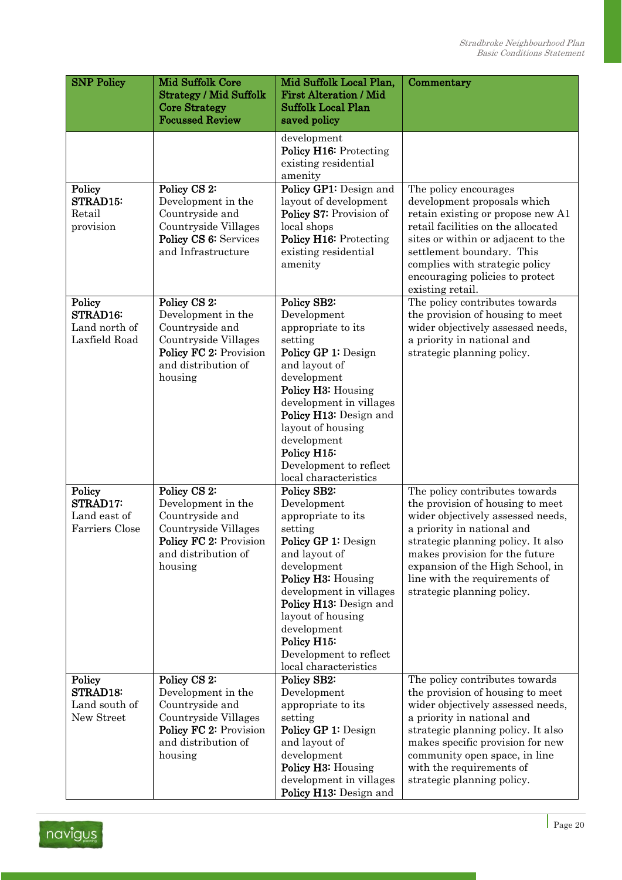| SNP Policy | Mid Suffolk Core Strategy / Mid Suffolk Core Strategy Focussed Review | Mid Suffolk Local Plan, First Alteration / Mid Suffolk Local Plan saved policy | Commentary |
|---|---|---|---|
| | | development **Policy H16:** Protecting existing residential amenity | |
| **Policy STRAD15:** Retail provision | **Policy CS 2:** Development in the Countryside and Countryside Villages **Policy CS 6:** Services and Infrastructure | **Policy GP1:** Design and layout of development **Policy S7:** Provision of local shops **Policy H16:** Protecting existing residential amenity | The policy encourages development proposals which retain existing or propose new A1 retail facilities on the allocated sites or within or adjacent to the settlement boundary. This complies with strategic policy encouraging policies to protect existing retail. |
| **Policy STRAD16:** Land north of Laxfield Road | **Policy CS 2:** Development in the Countryside and Countryside Villages **Policy FC 2:** Provision and distribution of housing | **Policy SB2:** Development appropriate to its setting **Policy GP 1:** Design and layout of development **Policy H3:** Housing development in villages **Policy H13:** Design and layout of housing development **Policy H15:** Development to reflect local characteristics | The policy contributes towards the provision of housing to meet wider objectively assessed needs, a priority in national and strategic planning policy. |
| **Policy STRAD17:** Land east of Farriers Close | **Policy CS 2:** Development in the Countryside and Countryside Villages **Policy FC 2:** Provision and distribution of housing | **Policy SB2:** Development appropriate to its setting **Policy GP 1:** Design and layout of development **Policy H3:** Housing development in villages **Policy H13:** Design and layout of housing development **Policy H15:** Development to reflect local characteristics | The policy contributes towards the provision of housing to meet wider objectively assessed needs, a priority in national and strategic planning policy. It also makes provision for the future expansion of the High School, in line with the requirements of strategic planning policy. |
| **Policy STRAD18:** Land south of New Street | **Policy CS 2:** Development in the Countryside and Countryside Villages **Policy FC 2:** Provision and distribution of housing | **Policy SB2:** Development appropriate to its setting **Policy GP 1:** Design and layout of development **Policy H3:** Housing development in villages **Policy H13:** Design and | The policy contributes towards the provision of housing to meet wider objectively assessed needs, a priority in national and strategic planning policy. It also makes specific provision for new community open space, in line with the requirements of strategic planning policy. |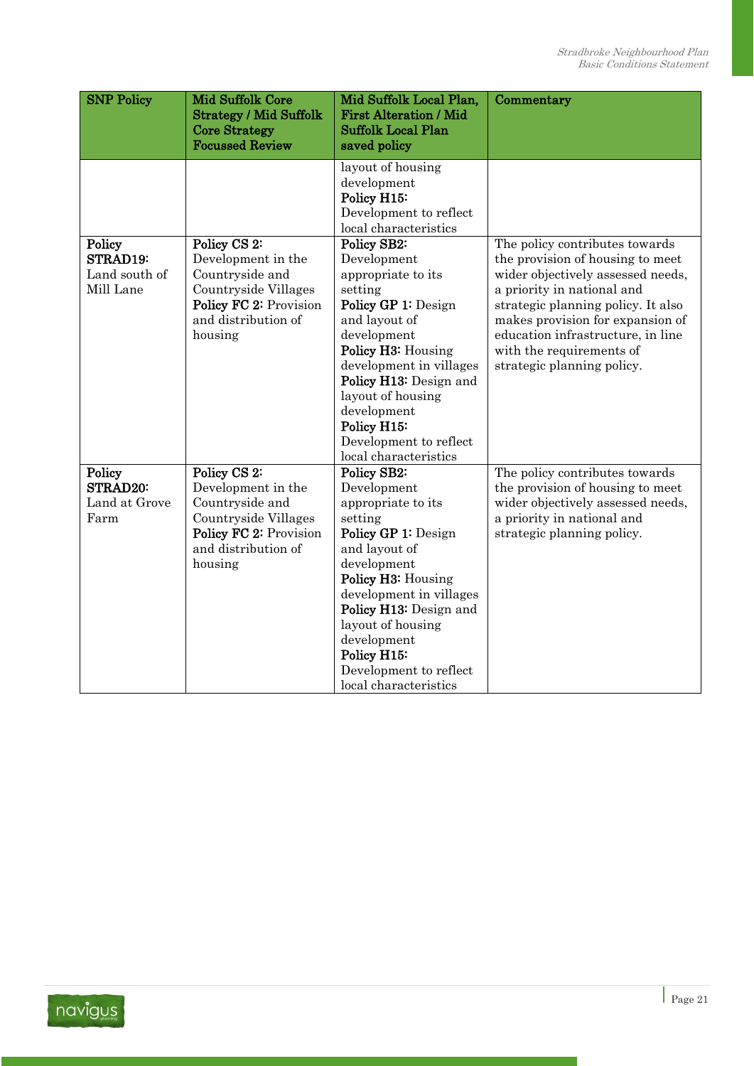| SNP Policy | Mid Suffolk Core Strategy / Mid Suffolk Core Strategy Focussed Review | Mid Suffolk Local Plan, First Alteration / Mid Suffolk Local Plan saved policy | Commentary |
|---|---|---|---|
| | | layout of housing development<br>**Policy H15:** Development to reflect local characteristics | |
| **Policy STRAD19:** Land south of Mill Lane | **Policy CS 2:** Development in the Countryside and Countryside Villages<br>**Policy FC 2:** Provision and distribution of housing | **Policy SB2:** Development appropriate to its setting<br>**Policy GP 1:** Design and layout of development<br>**Policy H3:** Housing development in villages<br>**Policy H13:** Design and layout of housing development<br>**Policy H15:** Development to reflect local characteristics | The policy contributes towards the provision of housing to meet wider objectively assessed needs, a priority in national and strategic planning policy. It also makes provision for expansion of education infrastructure, in line with the requirements of strategic planning policy. |
| **Policy STRAD20:** Land at Grove Farm | **Policy CS 2:** Development in the Countryside and Countryside Villages<br>**Policy FC 2:** Provision and distribution of housing | **Policy SB2:** Development appropriate to its setting<br>**Policy GP 1:** Design and layout of development<br>**Policy H3:** Housing development in villages<br>**Policy H13:** Design and layout of housing development<br>**Policy H15:** Development to reflect local characteristics | The policy contributes towards the provision of housing to meet wider objectively assessed needs, a priority in national and strategic planning policy. |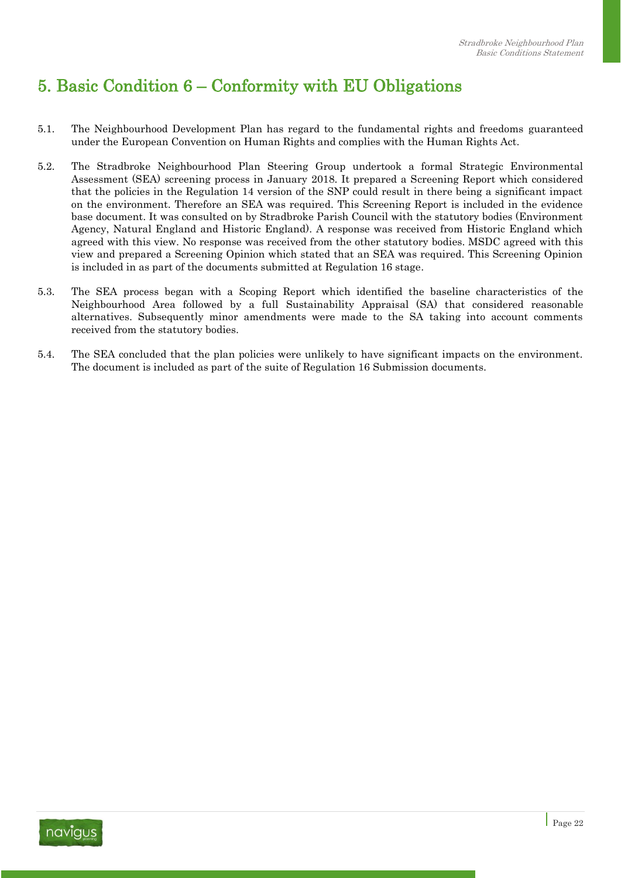# 5. Basic Condition 6 – Conformity with EU Obligations

5.1. The Neighbourhood Development Plan has regard to the fundamental rights and freedoms guaranteed under the European Convention on Human Rights and complies with the Human Rights Act.

5.2. The Stradbroke Neighbourhood Plan Steering Group undertook a formal Strategic Environmental Assessment (SEA) screening process in January 2018. It prepared a Screening Report which considered that the policies in the Regulation 14 version of the SNP could result in there being a significant impact on the environment. Therefore an SEA was required. This Screening Report is included in the evidence base document. It was consulted on by Stradbroke Parish Council with the statutory bodies (Environment Agency, Natural England and Historic England). A response was received from Historic England which agreed with this view. No response was received from the other statutory bodies. MSDC agreed with this view and prepared a Screening Opinion which stated that an SEA was required. This Screening Opinion is included in as part of the documents submitted at Regulation 16 stage.

5.3. The SEA process began with a Scoping Report which identified the baseline characteristics of the Neighbourhood Area followed by a full Sustainability Appraisal (SA) that considered reasonable alternatives. Subsequently minor amendments were made to the SA taking into account comments received from the statutory bodies.

5.4. The SEA concluded that the plan policies were unlikely to have significant impacts on the environment. The document is included as part of the suite of Regulation 16 Submission documents.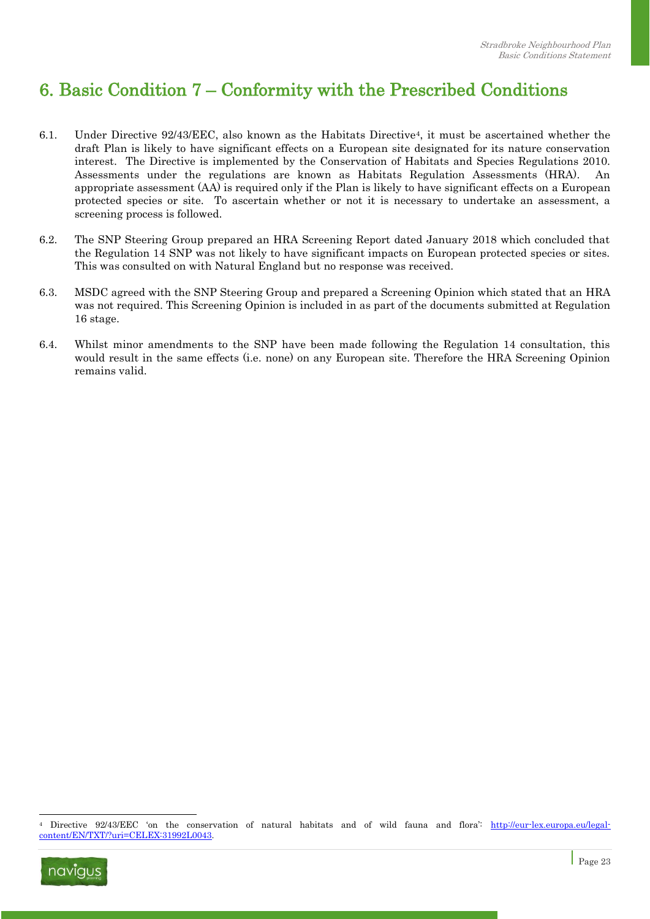# 6. Basic Condition 7 – Conformity with the Prescribed Conditions

6.1. Under Directive 92/43/EEC, also known as the Habitats Directive[4], it must be ascertained whether the draft Plan is likely to have significant effects on a European site designated for its nature conservation interest. The Directive is implemented by the Conservation of Habitats and Species Regulations 2010. Assessments under the regulations are known as Habitats Regulation Assessments (HRA). An appropriate assessment (AA) is required only if the Plan is likely to have significant effects on a European protected species or site. To ascertain whether or not it is necessary to undertake an assessment, a screening process is followed.

6.2. The SNP Steering Group prepared an HRA Screening Report dated January 2018 which concluded that the Regulation 14 SNP was not likely to have significant impacts on European protected species or sites. This was consulted on with Natural England but no response was received.

6.3. MSDC agreed with the SNP Steering Group and prepared a Screening Opinion which stated that an HRA was not required. This Screening Opinion is included in as part of the documents submitted at Regulation 16 stage.

6.4. Whilst minor amendments to the SNP have been made following the Regulation 14 consultation, this would result in the same effects (i.e. none) on any European site. Therefore the HRA Screening Opinion remains valid.

---

[4] Directive 92/43/EEC 'on the conservation of natural habitats and of wild fauna and flora': http://eur-lex.europa.eu/legal-content/EN/TXT/?uri=CELEX:31992L0043.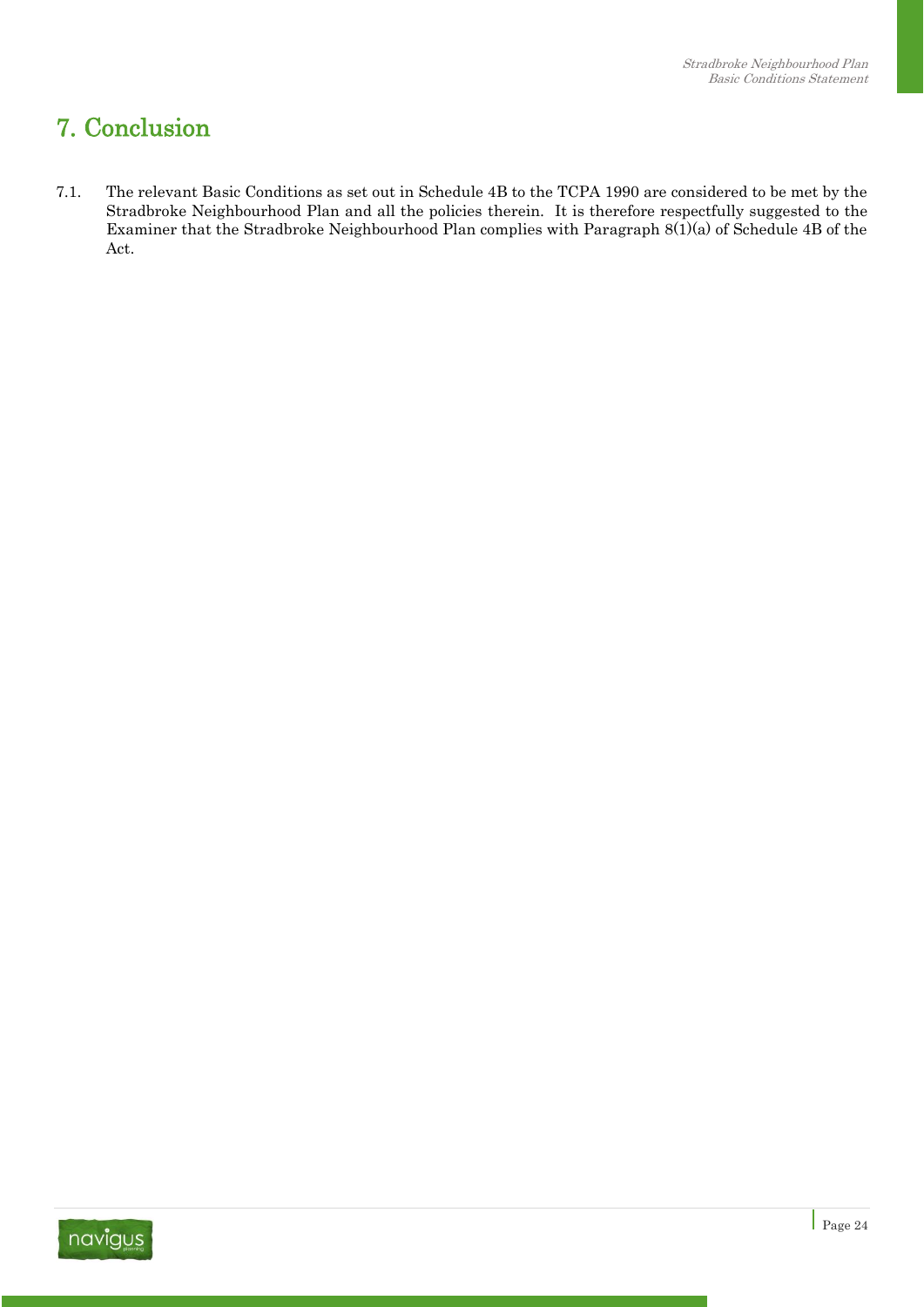# 7. Conclusion

7.1. The relevant Basic Conditions as set out in Schedule 4B to the TCPA 1990 are considered to be met by the Stradbroke Neighbourhood Plan and all the policies therein. It is therefore respectfully suggested to the Examiner that the Stradbroke Neighbourhood Plan complies with Paragraph 8(1)(a) of Schedule 4B of the Act.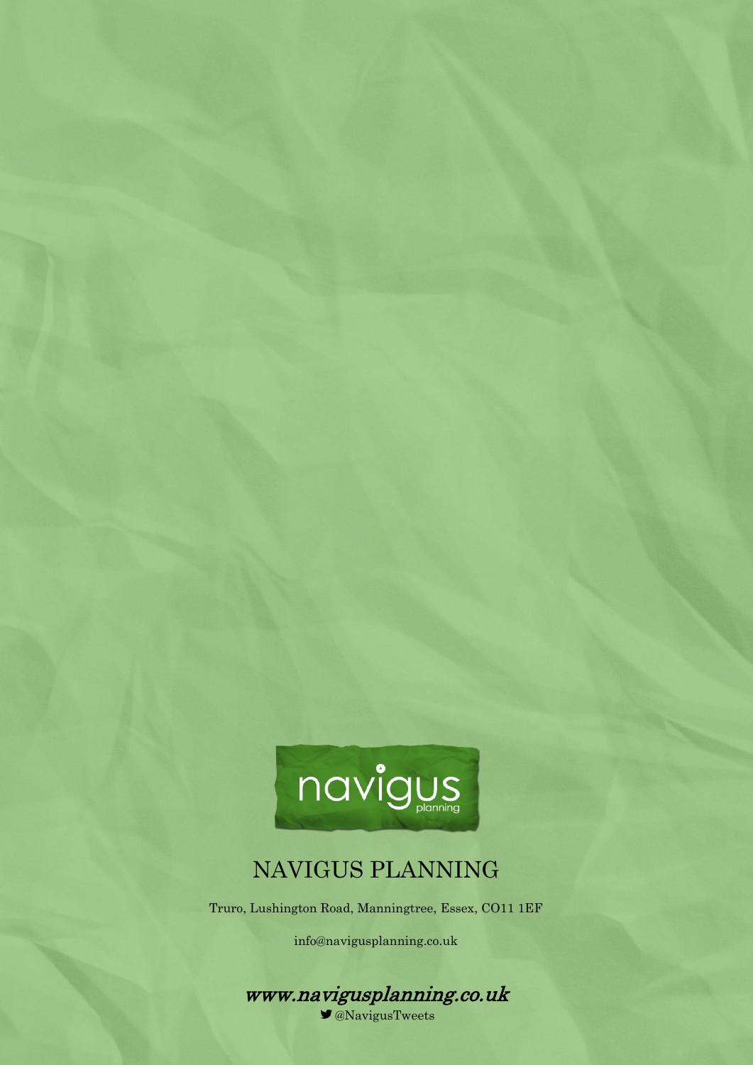navigus planning

NAVIGUS PLANNING

Truro, Lushington Road, Manningtree, Essex, CO11 1EF

info@navigusplanning.co.uk

*www.navigusplanning.co.uk*

@NavigusTweets